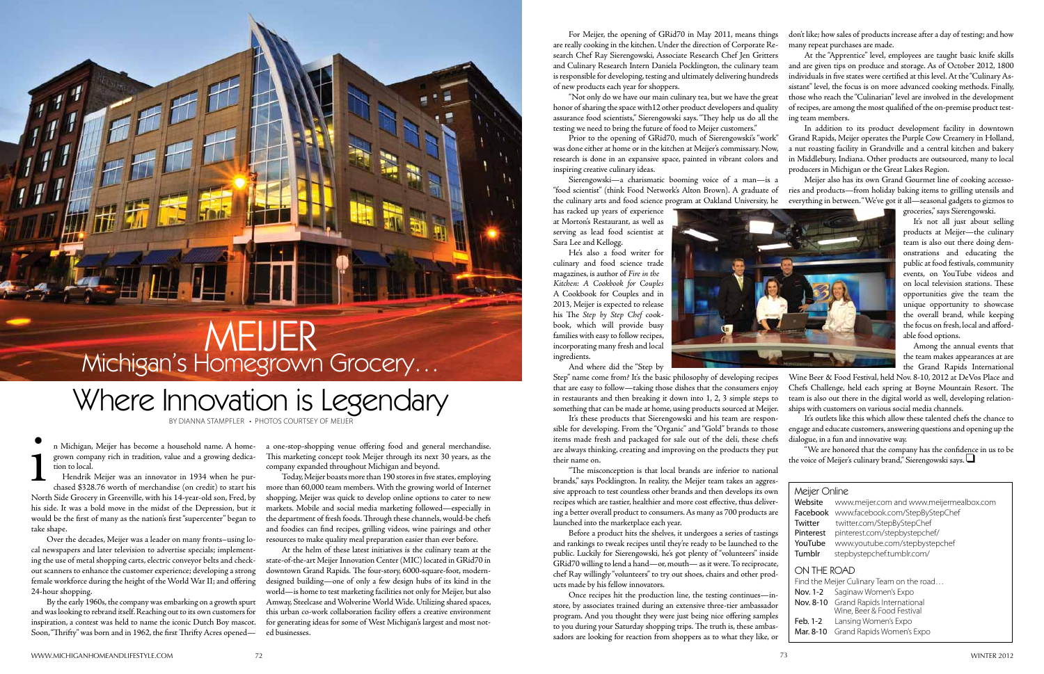# MEIJER

## Michigan's Homegrown Grocery…

# Where Innovation is Legendary

BY DIANNA STAMPFLER • PHOTOS COURTESY OF MEIJER

In Michigan, Meijer has become a household name. A home-grown company rich in tradition, value and a growing dedication to local.

Hendrik Meijer was an innovator in 1934 when he purchased $328.76 worth of merchandise (on credit) to start his North Side Grocery in Greenville, with his 14-year-old son, Fred, by his side. It was a bold move in the midst of the Depression, but it would be the first of many as the nation's first "supercenter" began to take shape.

Over the decades, Meijer was a leader on many fronts–using local newspapers and later television to advertise specials; implementing the use of metal shopping carts, electric conveyor belts and checkout scanners to enhance the customer experience; developing a strong female workforce during the height of the World War II; and offering 24-hour shopping.

By the early 1960s, the company was embarking on a growth spurt and was looking to rebrand itself. Reaching out to its own customers for inspiration, a contest was held to name the iconic Dutch Boy mascot. Soon, "Thrifty" was born and in 1962, the first Thrifty Acres opened—a one-stop-shopping venue offering food and general merchandise. This marketing concept took Meijer through its next 30 years, as the company expanded throughout Michigan and beyond.

Today, Meijer boasts more than 190 stores in five states, employing more than 60,000 team members. With the growing world of Internet shopping, Meijer was quick to develop online options to cater to new markets. Mobile and social media marketing followed—especially in the department of fresh foods. Through these channels, would-be chefs and foodies can find recipes, grilling videos, wine pairings and other resources to make quality meal preparation easier than ever before.

At the helm of these latest initiatives is the culinary team at the state-of-the-art Meijer Innovation Center (MIC) located in GRid70 in downtown Grand Rapids. The four-story, 6000-square-foot, modern-designed building—one of only a few design hubs of its kind in the world—is home to test marketing facilities not only for Meijer, but also Amway, Steelcase and Wolverine World Wide. Utilizing shared spaces, this urban co-work collaboration facility offers a creative environment for generating ideas for some of West Michigan's largest and most notted businesses.

For Meijer, the opening of GRid70 in May 2011, means things are really cooking in the kitchen. Under the direction of Corporate Research Chef Ray Sierengowski, Associate Research Chef Jen Gritters and Culinary Research Intern Daniela Pocklington, the culinary team is responsible for developing, testing and ultimately delivering hundreds of new products each year for shoppers.

"Not only do we have our main culinary tea, but we have the great honor of sharing the space with12 other product developers and quality assurance food scientists," Sierengowski says. "They help us do all the testing we need to bring the future of food to Meijer customers."

Prior to the opening of GRid70, much of Sierengowski's "work" was done either at home or in the kitchen at Meijer's commissary. Now, research is done in an expansive space, painted in vibrant colors and inspiring creative culinary ideas.

Sierengowski—a charismatic booming voice of a man—is a "food scientist" (think Food Network's Alton Brown). A graduate of the culinary arts and food science program at Oakland University, he has racked up years of experience at Morton's Restaurant, as well as serving as lead food scientist at Sara Lee and Kellogg.

He's also a food writer for culinary and food science trade magazines, is author of *Fire in the Kitchen: A Cookbook for Couples* A Cookbook for Couples and in 2013, Meijer is expected to release his The *Step by Step Chef* cookbook, which will provide busy families with easy to follow recipes, incorporating many fresh and local ingredients.

And where did the "Step by Step" name come from? It's the basic philosophy of developing recipes that are easy to follow—taking those dishes that the consumers enjoy in restaurants and then breaking it down into 1, 2, 3 simple steps to something that can be made at home, using products sourced at Meijer.

It's these products that Sierengowski and his team are responsible for developing. From the "Organic" and "Gold" brands to those items made fresh and packaged for sale out of the deli, these chefs are always thinking, creating and improving on the products they put their name on.

"The misconception is that local brands are inferior to national brands," says Pocklington. In reality, the Meijer team takes an aggressive approach to test countless other brands and then develops its own recipes which are tastier, healthier and more cost effective, thus delivering a better overall product to consumers. As many as 700 products are launched into the marketplace each year.

Before a product hits the shelves, it undergoes a series of tastings and rankings to tweak recipes until they're ready to be launched to the public. Luckily for Sierengowski, he's got plenty of "volunteers" inside GRid70 willing to lend a hand—or, mouth— as it were. To reciprocate, chef Ray willingly "volunteers" to try out shoes, chairs and other products made by his fellow innovators.

Once recipes hit the production line, the testing continues—instore, by associates trained during an extensive three-tier ambassador program. And you thought they were just being nice offering samples to you during your Saturday shopping trips. The truth is, these ambassadors are looking for reaction from shoppers as to what they like, or don't like; how sales of products increase after a day of testing; and how many repeat purchases are made.

At the "Apprentice" level, employees are taught basic knife skills and are given tips on produce and storage. As of October 2012, 1800 individuals in five states were certified at this level. At the "Culinary Assistant" level, the focus is on more advanced cooking methods. Finally, those who reach the "Culinarian" level are involved in the development of recipes, are among the most qualified of the on-premise product testing team members.

In addition to its product development facility in downtown Grand Rapids, Meijer operates the Purple Cow Creamery in Holland, a nut roasting facility in Grandville and a central kitchen and bakery in Middlebury, Indiana. Other products are outsourced, many to local producers in Michigan or the Great Lakes Region.

Meijer also has its own Grand Gourmet line of cooking accessories and products—from holiday baking items to grilling utensils and everything in between. "We've got it all—seasonal gadgets to gizmos to groceries," says Sierengowski.

It's not all just about selling products at Meijer—the culinary team is also out there doing demonstrations and educating the public at food festivals, community events, on YouTube videos and on local television stations. These opportunities give the team the unique opportunity to showcase the overall brand, while keeping the focus on fresh, local and affordable food options.

Among the annual events that the team makes appearances at are the Grand Rapids International Wine Beer & Food Festival, held Nov. 8-10, 2012 at DeVos Place and Chefs Challenge, held each spring at Boyne Mountain Resort. The team is also out there in the digital world as well, developing relationships with customers on various social media channels.

It's outlets like this which allow these talented chefs the chance to engage and educate customers, answering questions and opening up the dialogue, in a fun and innovative way.

"We are honored that the company has the confidence in us to be the voice of Meijer's culinary brand," Sierengowski says. ❑

### Meijer Online

| | |
|---|---|
| Website | www.meijer.com and www.meijermealbox.com |
| Facebook | www.facebook.com/StepByStepChef |
| Twitter | twitter.com/StepByStepChef |
| Pinterest | pinterest.com/stepbystepchef/ |
| YouTube | www.youtube.com/stepbystepchef |
| Tumblr | stepbystepchef.tumblr.com/ |

### ON THE ROAD

Find the Meijer Culinary Team on the road…

| | |
|---|---|
| Nov. 1-2 | Saginaw Women's Expo |
| Nov. 8-10 | Grand Rapids International Wine, Beer & Food Festival |
| Feb. 1-2 | Lansing Women's Expo |
| Mar. 8-10 | Grand Rapids Women's Expo |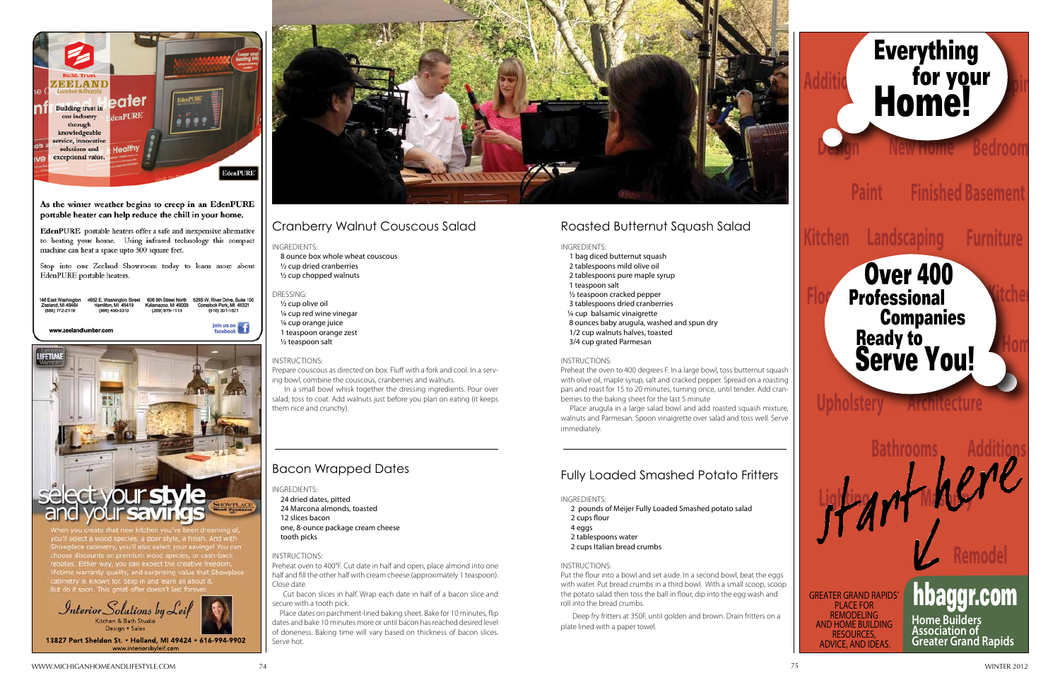As the winter weather begins to creep in an EdenPURE portable heater can help reduce the chill in your home.

EdenPURE portable heaters offer a safe and inexpensive alternative to heating your home. Using infrared technology this compact machine can heat a space upto 500 square feet.

Stop into our Zeeland Showroom today to learn more about EdenPURE portable heaters.

146 East Washington Zeeland, MI 49464 (888) 772-2119
4652 E. Washington Street Hamilton, MI 49419 (866) 450-3310
606 9th Street North Kalamazoo, MI 49009 (269) 978-1113
5255 W. River Drive, Suite 100 Comstock Park, MI 49321 (616) 301-1521

www.zeelandlumber.com

select your style and your savings

When you create that new kitchen you've been dreaming of, you'll select a wood species, a door style, a finish. And with Showplace cabinetry, you'll also select your savings! You can choose discounts on premium wood species, or cash-back rebates. Either way, you can expect the creative freedom, lifetime warranty quality, and surprising value that Showplace cabinetry is known for. Stop in and learn all about it. But do it soon. This great offer doesn't last forever.

Interior Solutions by Leif
Kitchen & Bath Studio
Design • Sales

13827 Port Sheldon St. • Holland, MI 49424 • 616-994-9902
www.interiorsbyleif.com

## Cranberry Walnut Couscous Salad

INGREDIENTS:

- 8 ounce box whole wheat couscous
- ½ cup dried cranberries
- ½ cup chopped walnuts

DRESSING:

- ½ cup olive oil
- ¼ cup red wine vinegar
- ¼ cup orange juice
- 1 teaspoon orange zest
- ½ teaspoon salt

INSTRUCTIONS:

Prepare couscous as directed on box. Fluff with a fork and cool. In a serving bowl, combine the couscous, cranberries and walnuts.

In a small bowl whisk together the dressing ingredients. Pour over salad; toss to coat. Add walnuts just before you plan on eating (it keeps them nice and crunchy).

## Bacon Wrapped Dates

INGREDIENTS:

- 24 dried dates, pitted
- 24 Marcona almonds, toasted
- 12 slices bacon
- one, 8-ounce package cream cheese
- tooth picks

INSTRUCTIONS:

Preheat oven to 400°F. Cut date in half and open, place almond into one half and fill the other half with cream cheese (approximately 1 teaspoon). Close date.

Cut bacon slices in half. Wrap each date in half of a bacon slice and secure with a tooth pick.

Place dates on parchment-lined baking sheet. Bake for 10 minutes, flip dates and bake 10 minutes more or until bacon has reached desired level of doneness. Baking time will vary based on thickness of bacon slices. Serve hot.

## Roasted Butternut Squash Salad

INGREDIENTS:

- 1 bag diced butternut squash
- 2 tablespoons mild olive oil
- 2 tablespoons pure maple syrup
- 1 teaspoon salt
- ½ teaspoon cracked pepper
- 3 tablespoons dried cranberries
- ¼ cup balsamic vinaigrette
- 8 ounces baby arugula, washed and spun dry
- 1/2 cup walnuts halves, toasted
- 3/4 cup grated Parmesan

INSTRUCTIONS:

Preheat the oven to 400 degrees F. In a large bowl, toss butternut squash with olive oil, maple syrup, salt and cracked pepper. Spread on a roasting pan and roast for 15 to 20 minutes, turning once, until tender. Add cranberries to the baking sheet for the last 5 minute

Place arugula in a large salad bowl and add roasted squash mixture, walnuts and Parmesan. Spoon vinaigrette over salad and toss well. Serve immediately.

## Fully Loaded Smashed Potato Fritters

INGREDIENTS:

- 2 pounds of Meijer Fully Loaded Smashed potato salad
- 2 cups flour
- 4 eggs
- 2 tablespoons water
- 2 cups Italian bread crumbs

INSTRUCTIONS:

Put the flour into a bowl and set aside. In a second bowl, beat the eggs with water. Put bread crumbs in a third bowl. With a small scoop, scoop the potato salad then toss the ball in flour, dip into the egg wash and roll into the bread crumbs.

Deep fry fritters at 350F, until golden and brown. Drain fritters on a plate lined with a paper towel.

Everything for your Home!

Design New Home Bedroom Paint Finished Basement Kitchen Landscaping Furniture

Over 400 Professional Companies Ready to Serve You!

Upholstery Architecture Bathrooms Additions Remodel

start here

GREATER GRAND RAPIDS' PLACE FOR REMODELING AND HOME BUILDING RESOURCES, ADVICE, AND IDEAS.

hbaggr.com
Home Builders Association of Greater Grand Rapids